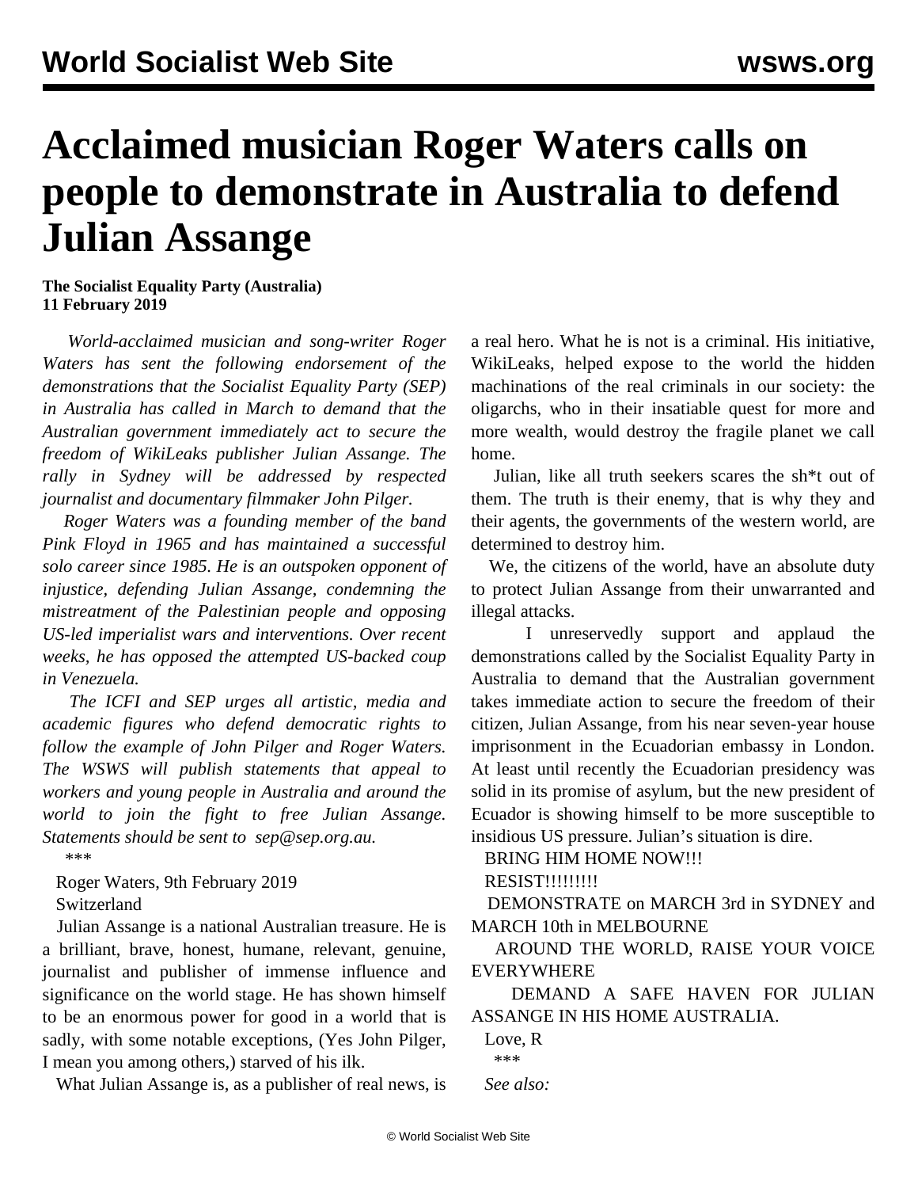# Acclaimed musician Roger Waters calls on people to demonstrate in Australia to defend Julian Assange

**The Socialist Equality Party (Australia)**
**11 February 2019**

*World-acclaimed musician and song-writer Roger Waters has sent the following endorsement of the demonstrations that the Socialist Equality Party (SEP) in Australia has called in March to demand that the Australian government immediately act to secure the freedom of WikiLeaks publisher Julian Assange. The rally in Sydney will be addressed by respected journalist and documentary filmmaker John Pilger.*

*Roger Waters was a founding member of the band Pink Floyd in 1965 and has maintained a successful solo career since 1985. He is an outspoken opponent of injustice, defending Julian Assange, condemning the mistreatment of the Palestinian people and opposing US-led imperialist wars and interventions. Over recent weeks, he has opposed the attempted US-backed coup in Venezuela.*

*The ICFI and SEP urges all artistic, media and academic figures who defend democratic rights to follow the example of John Pilger and Roger Waters. The WSWS will publish statements that appeal to workers and young people in Australia and around the world to join the fight to free Julian Assange. Statements should be sent to sep@sep.org.au.*

\*\*\*

Roger Waters, 9th February 2019
Switzerland

Julian Assange is a national Australian treasure. He is a brilliant, brave, honest, humane, relevant, genuine, journalist and publisher of immense influence and significance on the world stage. He has shown himself to be an enormous power for good in a world that is sadly, with some notable exceptions, (Yes John Pilger, I mean you among others,) starved of his ilk.

What Julian Assange is, as a publisher of real news, is a real hero. What he is not is a criminal. His initiative, WikiLeaks, helped expose to the world the hidden machinations of the real criminals in our society: the oligarchs, who in their insatiable quest for more and more wealth, would destroy the fragile planet we call home.

Julian, like all truth seekers scares the sh*t out of them. The truth is their enemy, that is why they and their agents, the governments of the western world, are determined to destroy him.

We, the citizens of the world, have an absolute duty to protect Julian Assange from their unwarranted and illegal attacks.

I unreservedly support and applaud the demonstrations called by the Socialist Equality Party in Australia to demand that the Australian government takes immediate action to secure the freedom of their citizen, Julian Assange, from his near seven-year house imprisonment in the Ecuadorian embassy in London. At least until recently the Ecuadorian presidency was solid in its promise of asylum, but the new president of Ecuador is showing himself to be more susceptible to insidious US pressure. Julian's situation is dire.

BRING HIM HOME NOW!!!

RESIST!!!!!!!!!

DEMONSTRATE on MARCH 3rd in SYDNEY and MARCH 10th in MELBOURNE

AROUND THE WORLD, RAISE YOUR VOICE EVERYWHERE

DEMAND A SAFE HAVEN FOR JULIAN ASSANGE IN HIS HOME AUSTRALIA.

Love, R

\*\*\*

*See also:*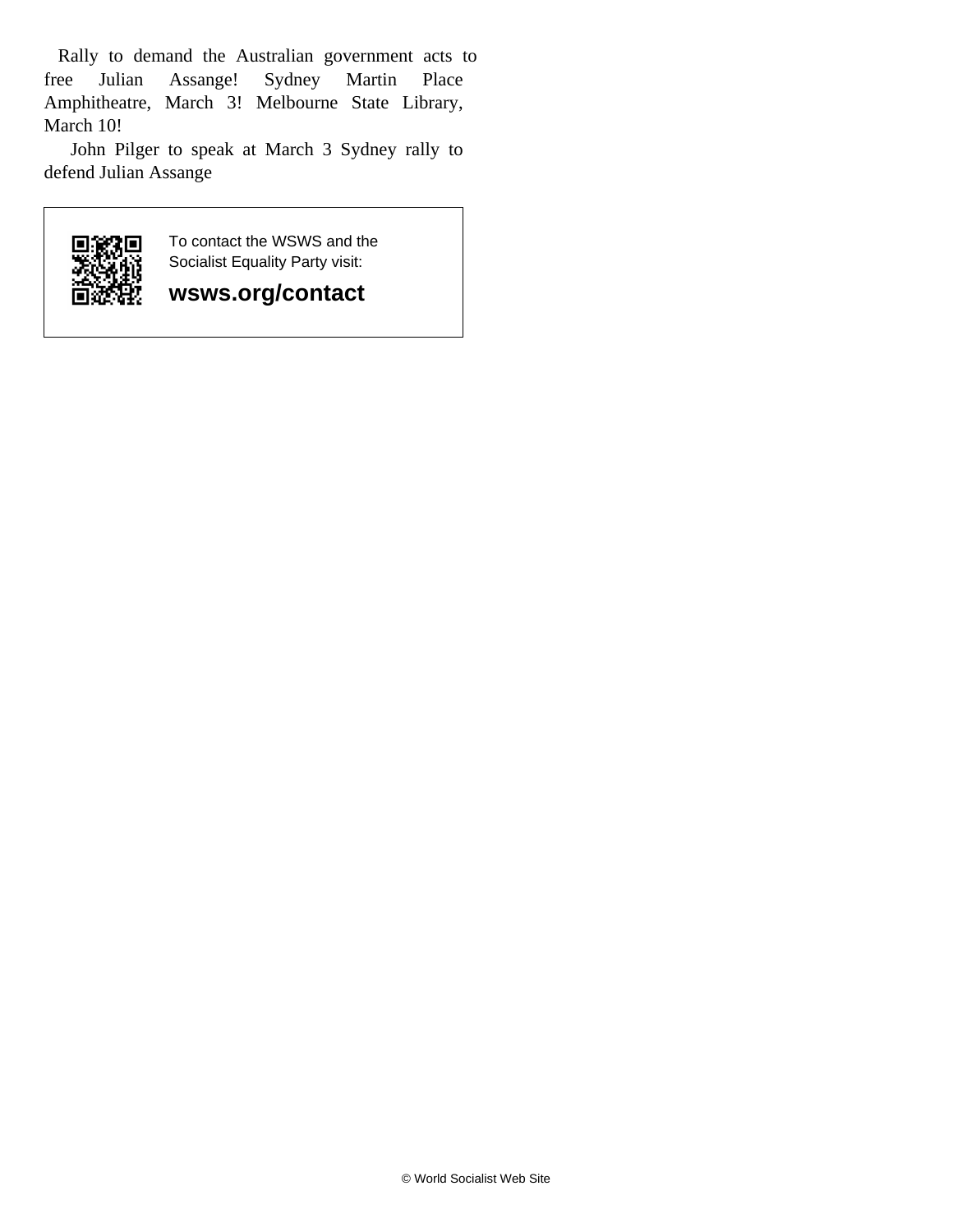Rally to demand the Australian government acts to free Julian Assange! Sydney Martin Place Amphitheatre, March 3! Melbourne State Library, March 10!

John Pilger to speak at March 3 Sydney rally to defend Julian Assange

To contact the WSWS and the Socialist Equality Party visit:

**wsws.org/contact**

© World Socialist Web Site